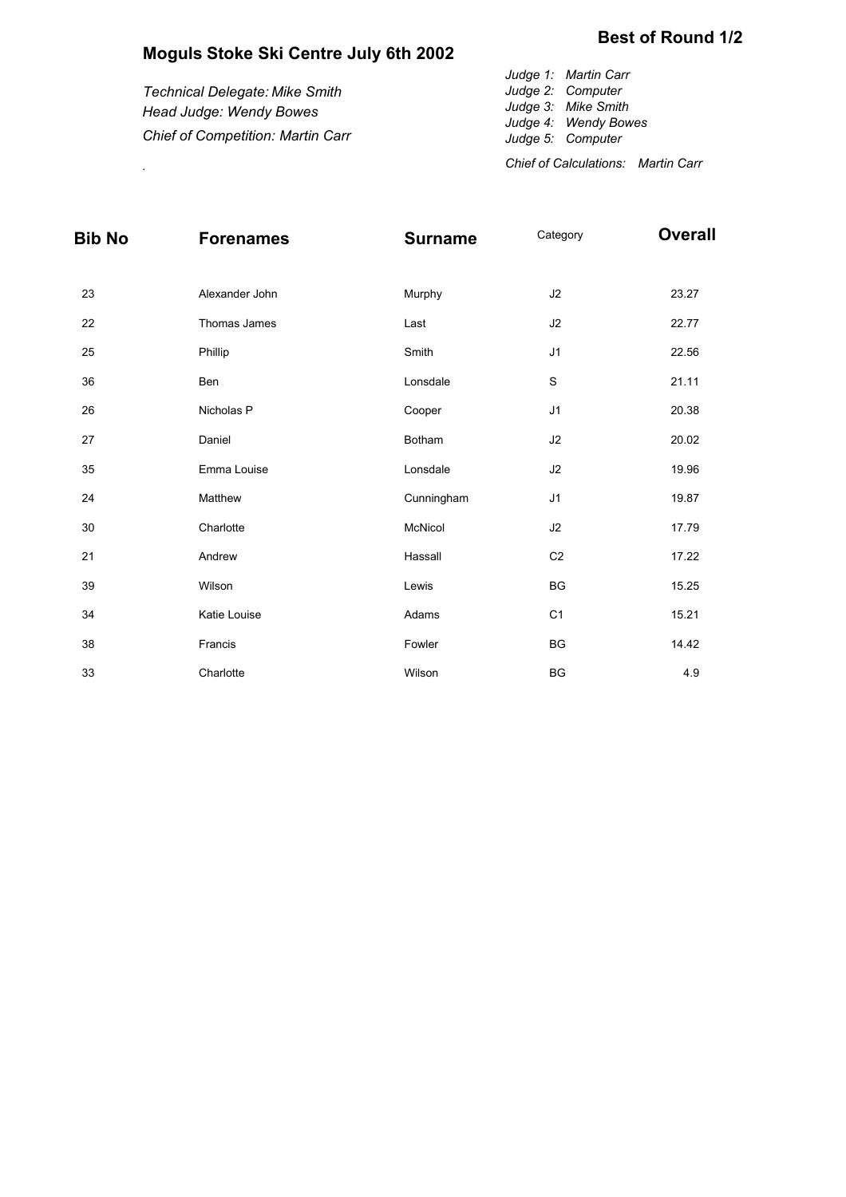## Best of Round 1/2

# Moguls Stoke Ski Centre July 6th 2002

*Technical Delegate: Mike Smith*
*Head Judge: Wendy Bowes*
*Chief of Competition: Martin Carr*

*Judge 1: Martin Carr*
*Judge 2: Computer*
*Judge 3: Mike Smith*
*Judge 4: Wendy Bowes*
*Judge 5: Computer*

*Chief of Calculations: Martin Carr*

| Bib No | Forenames | Surname | Category | Overall |
|---|---|---|---|---|
| 23 | Alexander John | Murphy | J2 | 23.27 |
| 22 | Thomas James | Last | J2 | 22.77 |
| 25 | Phillip | Smith | J1 | 22.56 |
| 36 | Ben | Lonsdale | S | 21.11 |
| 26 | Nicholas P | Cooper | J1 | 20.38 |
| 27 | Daniel | Botham | J2 | 20.02 |
| 35 | Emma Louise | Lonsdale | J2 | 19.96 |
| 24 | Matthew | Cunningham | J1 | 19.87 |
| 30 | Charlotte | McNicol | J2 | 17.79 |
| 21 | Andrew | Hassall | C2 | 17.22 |
| 39 | Wilson | Lewis | BG | 15.25 |
| 34 | Katie Louise | Adams | C1 | 15.21 |
| 38 | Francis | Fowler | BG | 14.42 |
| 33 | Charlotte | Wilson | BG | 4.9 |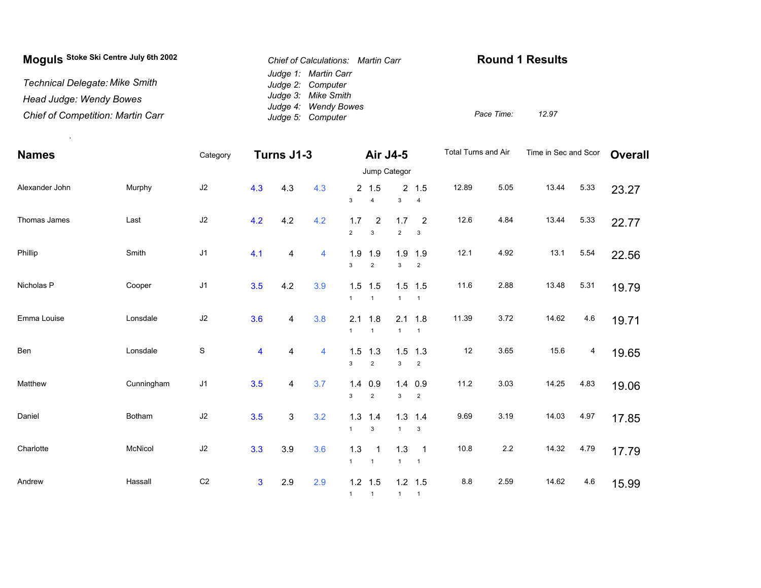**Moguls** Stoke Ski Centre July 6th 2002

*Technical Delegate: Mike Smith*

*Head Judge: Wendy Bowes*

*Chief of Competition: Martin Carr*

*Chief of Calculations: Martin Carr*

*Judge 1: Martin Carr*
*Judge 2: Computer*
*Judge 3: Mike Smith*
*Judge 4: Wendy Bowes*
*Judge 5: Computer*

## Round 1 Results

*Pace Time:* 12.97

| Names | | Category | Turns J1-3 | | | Air J4-5 (Jump Categor) | | | | Total Turns and Air | | Time in Sec and Scor | | Overall |
|---|---|---|---|---|---|---|---|---|---|---|---|---|---|---|
| Alexander John | Murphy | J2 | 4.3 | 4.3 | 4.3 | 2 (3) | 1.5 (4) | 2 (3) | 1.5 (4) | 12.89 | 5.05 | 13.44 | 5.33 | 23.27 |
| Thomas James | Last | J2 | 4.2 | 4.2 | 4.2 | 1.7 (2) | 2 (3) | 1.7 (2) | 2 (3) | 12.6 | 4.84 | 13.44 | 5.33 | 22.77 |
| Phillip | Smith | J1 | 4.1 | 4 | 4 | 1.9 (3) | 1.9 (2) | 1.9 (3) | 1.9 (2) | 12.1 | 4.92 | 13.1 | 5.54 | 22.56 |
| Nicholas P | Cooper | J1 | 3.5 | 4.2 | 3.9 | 1.5 (1) | 1.5 (1) | 1.5 (1) | 1.5 (1) | 11.6 | 2.88 | 13.48 | 5.31 | 19.79 |
| Emma Louise | Lonsdale | J2 | 3.6 | 4 | 3.8 | 2.1 (1) | 1.8 (1) | 2.1 (1) | 1.8 (1) | 11.39 | 3.72 | 14.62 | 4.6 | 19.71 |
| Ben | Lonsdale | S | 4 | 4 | 4 | 1.5 (3) | 1.3 (2) | 1.5 (3) | 1.3 (2) | 12 | 3.65 | 15.6 | 4 | 19.65 |
| Matthew | Cunningham | J1 | 3.5 | 4 | 3.7 | 1.4 (3) | 0.9 (2) | 1.4 (3) | 0.9 (2) | 11.2 | 3.03 | 14.25 | 4.83 | 19.06 |
| Daniel | Botham | J2 | 3.5 | 3 | 3.2 | 1.3 (1) | 1.4 (3) | 1.3 (1) | 1.4 (3) | 9.69 | 3.19 | 14.03 | 4.97 | 17.85 |
| Charlotte | McNicol | J2 | 3.3 | 3.9 | 3.6 | 1.3 (1) | 1 (1) | 1.3 (1) | 1 (1) | 10.8 | 2.2 | 14.32 | 4.79 | 17.79 |
| Andrew | Hassall | C2 | 3 | 2.9 | 2.9 | 1.2 (1) | 1.5 (1) | 1.2 (1) | 1.5 (1) | 8.8 | 2.59 | 14.62 | 4.6 | 15.99 |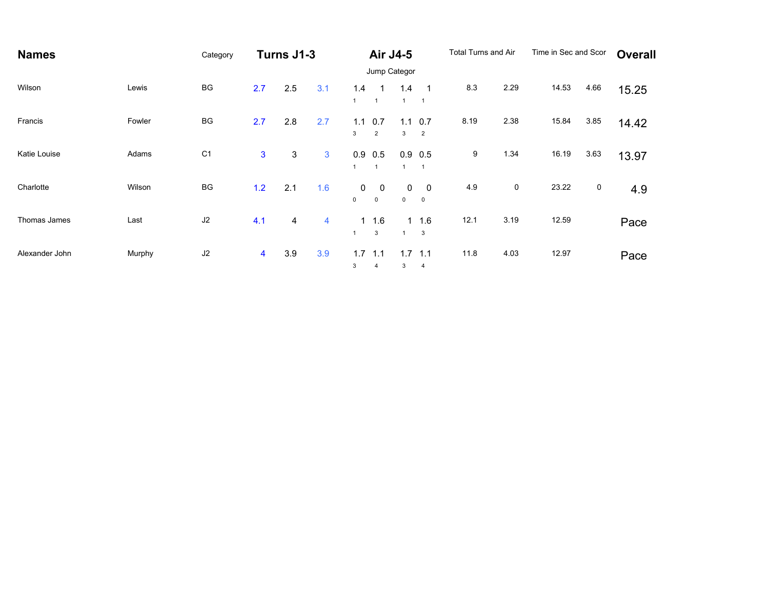| Names | | Category | Turns J1-3 | | | Air J4-5 | | | | Total Turns and Air | | Time in Sec and Scor | | Overall |
|---|---|---|---|---|---|---|---|---|---|---|---|---|---|---|
| | | | | | | Jump Categor | | | | | | | | |
| Wilson | Lewis | BG | 2.7 | 2.5 | 3.1 | 1.4<br>1 | 1<br>1 | 1.4<br>1 | 1<br>1 | 8.3 | 2.29 | 14.53 | 4.66 | 15.25 |
| Francis | Fowler | BG | 2.7 | 2.8 | 2.7 | 1.1<br>3 | 0.7<br>2 | 1.1<br>3 | 0.7<br>2 | 8.19 | 2.38 | 15.84 | 3.85 | 14.42 |
| Katie Louise | Adams | C1 | 3 | 3 | 3 | 0.9<br>1 | 0.5<br>1 | 0.9<br>1 | 0.5<br>1 | 9 | 1.34 | 16.19 | 3.63 | 13.97 |
| Charlotte | Wilson | BG | 1.2 | 2.1 | 1.6 | 0<br>0 | 0<br>0 | 0<br>0 | 0<br>0 | 4.9 | 0 | 23.22 | 0 | 4.9 |
| Thomas James | Last | J2 | 4.1 | 4 | 4 | 1<br>1 | 1.6<br>3 | 1<br>1 | 1.6<br>3 | 12.1 | 3.19 | 12.59 | | Pace |
| Alexander John | Murphy | J2 | 4 | 3.9 | 3.9 | 1.7<br>3 | 1.1<br>4 | 1.7<br>3 | 1.1<br>4 | 11.8 | 4.03 | 12.97 | | Pace |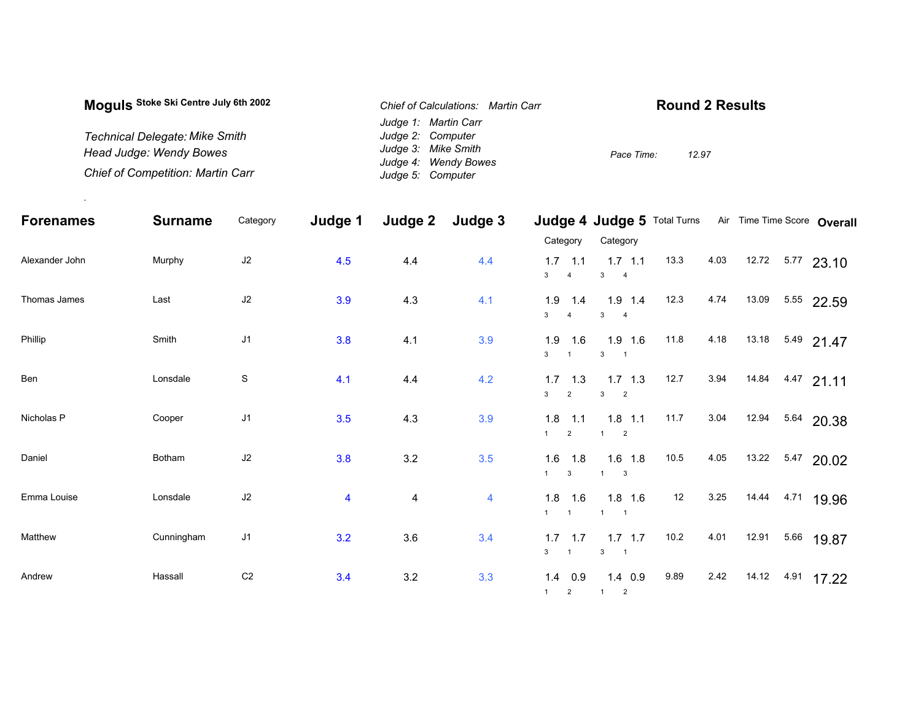**Moguls** Stoke Ski Centre July 6th 2002

*Technical Delegate: Mike Smith*
*Head Judge: Wendy Bowes*
*Chief of Competition: Martin Carr*

*Chief of Calculations: Martin Carr*
*Judge 1: Martin Carr*
*Judge 2: Computer*
*Judge 3: Mike Smith*
*Judge 4: Wendy Bowes*
*Judge 5: Computer*

## Round 2 Results

*Pace Time: 12.97*

| Forenames | Surname | Category | Judge 1 | Judge 2 | Judge 3 | Judge 4 | | Judge 5 | | Total Turns | Air | Time | Time Score | Overall |
|---|---|---|---|---|---|---|---|---|---|---|---|---|---|---|
| | | | | | | Category | | Category | | | | | | |
| Alexander John | Murphy | J2 | 4.5 | 4.4 | 4.4 | 1.7 (3) | 1.1 (4) | 1.7 (3) | 1.1 (4) | 13.3 | 4.03 | 12.72 | 5.77 | 23.10 |
| Thomas James | Last | J2 | 3.9 | 4.3 | 4.1 | 1.9 (3) | 1.4 (4) | 1.9 (3) | 1.4 (4) | 12.3 | 4.74 | 13.09 | 5.55 | 22.59 |
| Phillip | Smith | J1 | 3.8 | 4.1 | 3.9 | 1.9 (3) | 1.6 (1) | 1.9 (3) | 1.6 (1) | 11.8 | 4.18 | 13.18 | 5.49 | 21.47 |
| Ben | Lonsdale | S | 4.1 | 4.4 | 4.2 | 1.7 (3) | 1.3 (2) | 1.7 (3) | 1.3 (2) | 12.7 | 3.94 | 14.84 | 4.47 | 21.11 |
| Nicholas P | Cooper | J1 | 3.5 | 4.3 | 3.9 | 1.8 (1) | 1.1 (2) | 1.8 (1) | 1.1 (2) | 11.7 | 3.04 | 12.94 | 5.64 | 20.38 |
| Daniel | Botham | J2 | 3.8 | 3.2 | 3.5 | 1.6 (1) | 1.8 (3) | 1.6 (1) | 1.8 (3) | 10.5 | 4.05 | 13.22 | 5.47 | 20.02 |
| Emma Louise | Lonsdale | J2 | 4 | 4 | 4 | 1.8 (1) | 1.6 (1) | 1.8 (1) | 1.6 (1) | 12 | 3.25 | 14.44 | 4.71 | 19.96 |
| Matthew | Cunningham | J1 | 3.2 | 3.6 | 3.4 | 1.7 (3) | 1.7 (1) | 1.7 (3) | 1.7 (1) | 10.2 | 4.01 | 12.91 | 5.66 | 19.87 |
| Andrew | Hassall | C2 | 3.4 | 3.2 | 3.3 | 1.4 (1) | 0.9 (2) | 1.4 (1) | 0.9 (2) | 9.89 | 2.42 | 14.12 | 4.91 | 17.22 |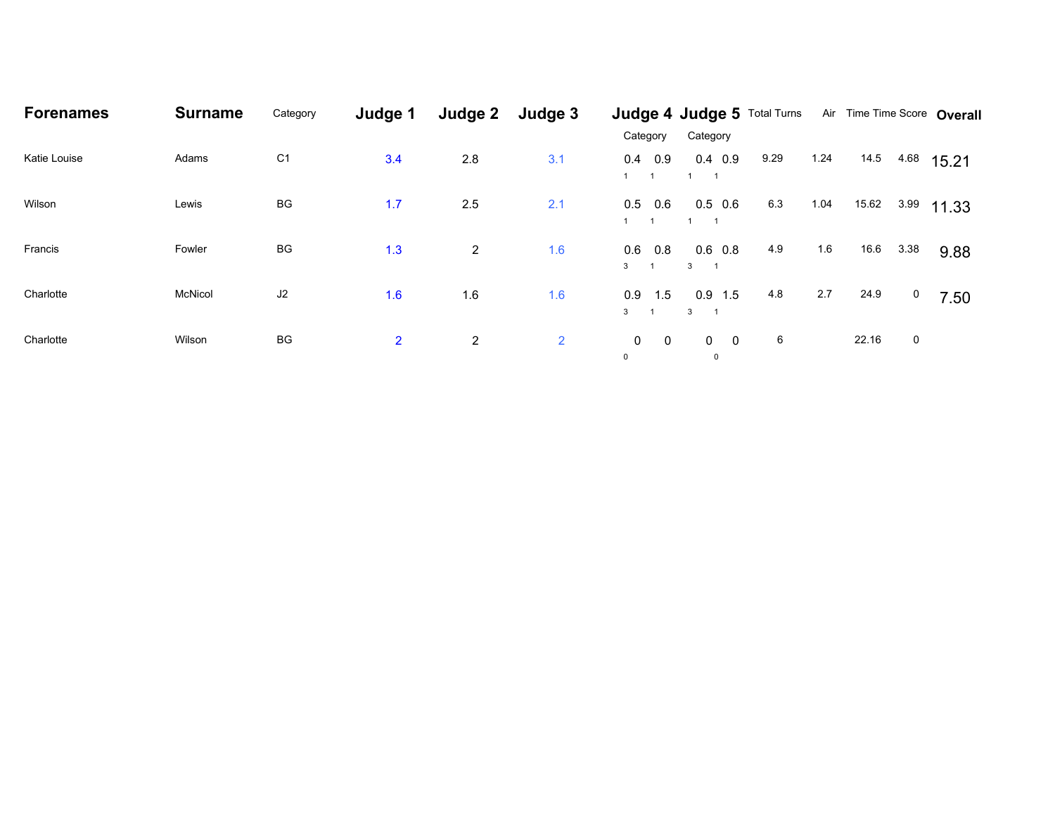| Forenames | Surname | Category | Judge 1 | Judge 2 | Judge 3 | Judge 4 Category | | Judge 5 Category | | Total Turns | Air | Time | Time Score | Overall |
|---|---|---|---|---|---|---|---|---|---|---|---|---|---|---|
| Katie Louise | Adams | C1 | 3.4 | 2.8 | 3.1 | 0.4 1 | 0.9 1 | 0.4 1 | 0.9 1 | 9.29 | 1.24 | 14.5 | 4.68 | 15.21 |
| Wilson | Lewis | BG | 1.7 | 2.5 | 2.1 | 0.5 1 | 0.6 1 | 0.5 1 | 0.6 1 | 6.3 | 1.04 | 15.62 | 3.99 | 11.33 |
| Francis | Fowler | BG | 1.3 | 2 | 1.6 | 0.6 3 | 0.8 1 | 0.6 3 | 0.8 1 | 4.9 | 1.6 | 16.6 | 3.38 | 9.88 |
| Charlotte | McNicol | J2 | 1.6 | 1.6 | 1.6 | 0.9 3 | 1.5 1 | 0.9 3 | 1.5 1 | 4.8 | 2.7 | 24.9 | 0 | 7.50 |
| Charlotte | Wilson | BG | 2 | 2 | 2 | 0 0 | 0 | 0 | 0 0 | 6 | | 22.16 | 0 | |